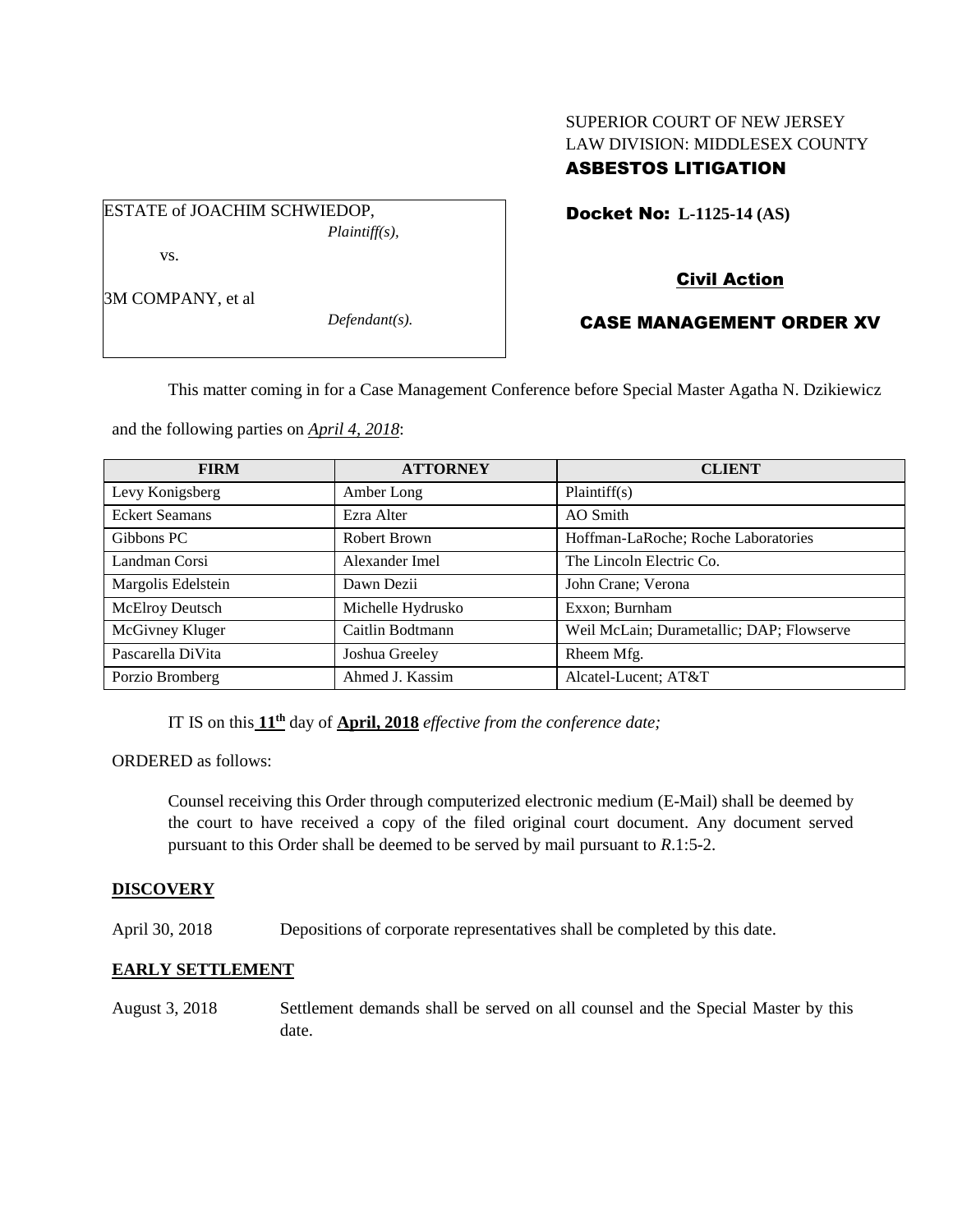SUPERIOR COURT OF NEW JERSEY
LAW DIVISION: MIDDLESEX COUNTY
**ASBESTOS LITIGATION**

ESTATE of JOACHIM SCHWIEDOP,
*Plaintiff(s),*

vs.

3M COMPANY, et al
*Defendant(s).*

**Docket No: L-1125-14 (AS)**

**Civil Action**

**CASE MANAGEMENT ORDER XV**

This matter coming in for a Case Management Conference before Special Master Agatha N. Dzikiewicz and the following parties on *April 4, 2018*:

| FIRM | ATTORNEY | CLIENT |
|---|---|---|
| Levy Konigsberg | Amber Long | Plaintiff(s) |
| Eckert Seamans | Ezra Alter | AO Smith |
| Gibbons PC | Robert Brown | Hoffman-LaRoche; Roche Laboratories |
| Landman Corsi | Alexander Imel | The Lincoln Electric Co. |
| Margolis Edelstein | Dawn Dezii | John Crane; Verona |
| McElroy Deutsch | Michelle Hydrusko | Exxon; Burnham |
| McGivney Kluger | Caitlin Bodtmann | Weil McLain; Durametallic; DAP; Flowserve |
| Pascarella DiVita | Joshua Greeley | Rheem Mfg. |
| Porzio Bromberg | Ahmed J. Kassim | Alcatel-Lucent; AT&T |

IT IS on this **11th** day of **April, 2018** *effective from the conference date;*

ORDERED as follows:

Counsel receiving this Order through computerized electronic medium (E-Mail) shall be deemed by the court to have received a copy of the filed original court document. Any document served pursuant to this Order shall be deemed to be served by mail pursuant to *R*.1:5-2.

**DISCOVERY**

April 30, 2018 Depositions of corporate representatives shall be completed by this date.

**EARLY SETTLEMENT**

August 3, 2018 Settlement demands shall be served on all counsel and the Special Master by this date.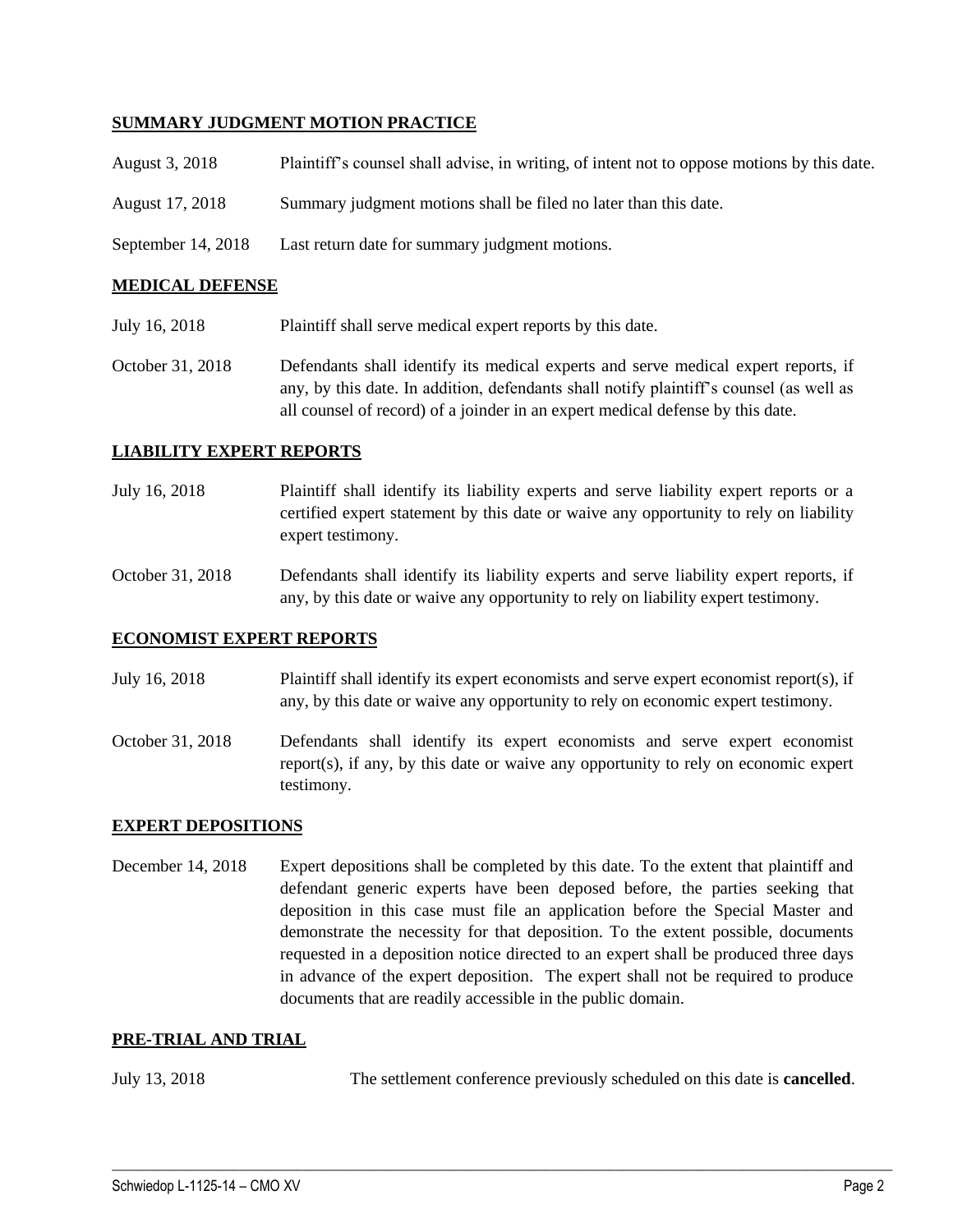**SUMMARY JUDGMENT MOTION PRACTICE**

| | |
|---|---|
| August 3, 2018 | Plaintiff's counsel shall advise, in writing, of intent not to oppose motions by this date. |
| August 17, 2018 | Summary judgment motions shall be filed no later than this date. |
| September 14, 2018 | Last return date for summary judgment motions. |

**MEDICAL DEFENSE**

| | |
|---|---|
| July 16, 2018 | Plaintiff shall serve medical expert reports by this date. |
| October 31, 2018 | Defendants shall identify its medical experts and serve medical expert reports, if any, by this date. In addition, defendants shall notify plaintiff's counsel (as well as all counsel of record) of a joinder in an expert medical defense by this date. |

**LIABILITY EXPERT REPORTS**

| | |
|---|---|
| July 16, 2018 | Plaintiff shall identify its liability experts and serve liability expert reports or a certified expert statement by this date or waive any opportunity to rely on liability expert testimony. |
| October 31, 2018 | Defendants shall identify its liability experts and serve liability expert reports, if any, by this date or waive any opportunity to rely on liability expert testimony. |

**ECONOMIST EXPERT REPORTS**

| | |
|---|---|
| July 16, 2018 | Plaintiff shall identify its expert economists and serve expert economist report(s), if any, by this date or waive any opportunity to rely on economic expert testimony. |
| October 31, 2018 | Defendants shall identify its expert economists and serve expert economist report(s), if any, by this date or waive any opportunity to rely on economic expert testimony. |

**EXPERT DEPOSITIONS**

| | |
|---|---|
| December 14, 2018 | Expert depositions shall be completed by this date. To the extent that plaintiff and defendant generic experts have been deposed before, the parties seeking that deposition in this case must file an application before the Special Master and demonstrate the necessity for that deposition. To the extent possible, documents requested in a deposition notice directed to an expert shall be produced three days in advance of the expert deposition. The expert shall not be required to produce documents that are readily accessible in the public domain. |

**PRE-TRIAL AND TRIAL**

| | |
|---|---|
| July 13, 2018 | The settlement conference previously scheduled on this date is **cancelled**. |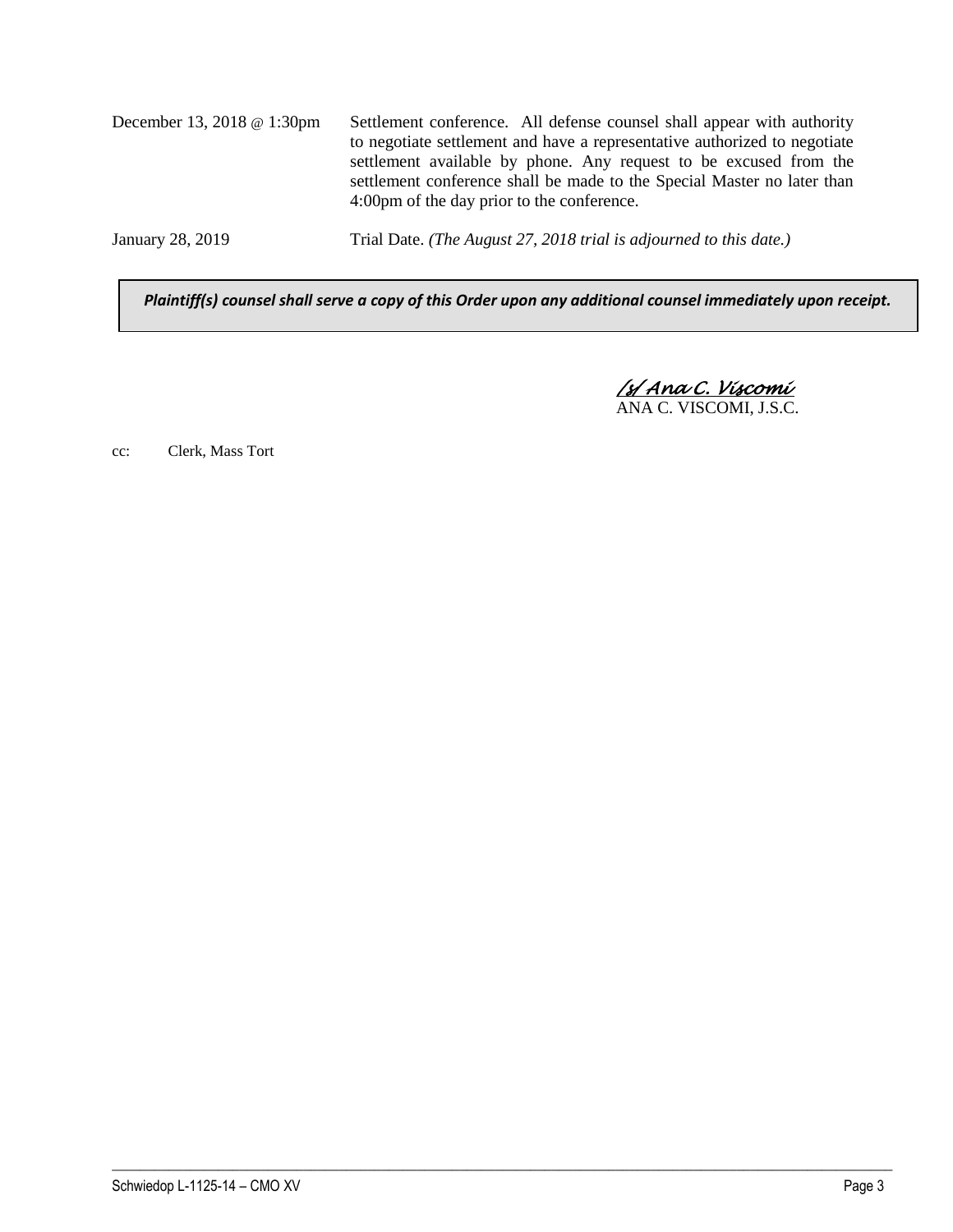| | |
|---|---|
| December 13, 2018 @ 1:30pm | Settlement conference. All defense counsel shall appear with authority to negotiate settlement and have a representative authorized to negotiate settlement available by phone. Any request to be excused from the settlement conference shall be made to the Special Master no later than 4:00pm of the day prior to the conference. |
| January 28, 2019 | Trial Date. *(The August 27, 2018 trial is adjourned to this date.)* |

***Plaintiff(s) counsel shall serve a copy of this Order upon any additional counsel immediately upon receipt.***

*/s/ Ana C. Viscomi*
ANA C. VISCOMI, J.S.C.

cc: Clerk, Mass Tort